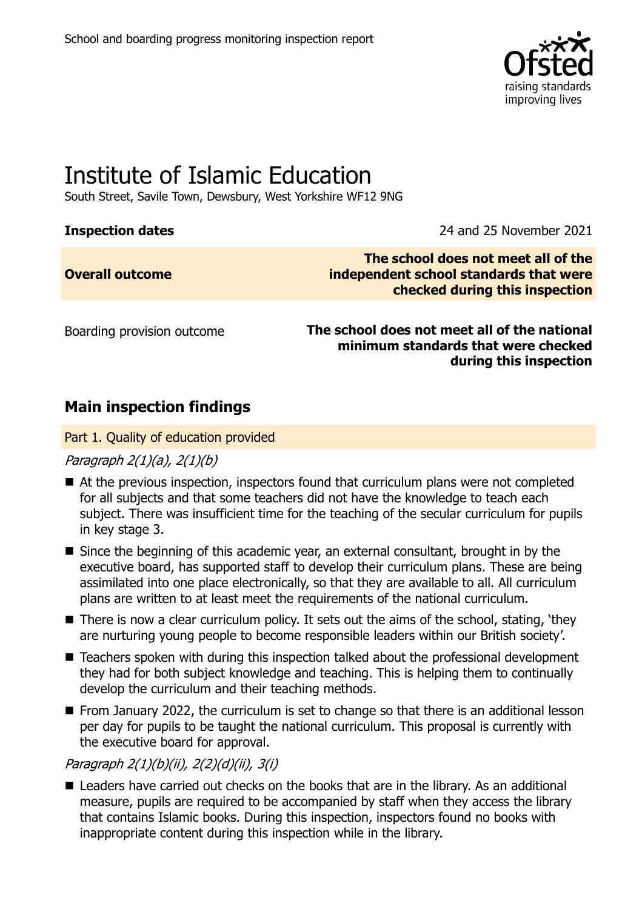School and boarding progress monitoring inspection report

# Institute of Islamic Education

South Street, Savile Town, Dewsbury, West Yorkshire WF12 9NG

| | |
|---|---|
| **Inspection dates** | 24 and 25 November 2021 |
| **Overall outcome** | **The school does not meet all of the independent school standards that were checked during this inspection** |
| Boarding provision outcome | **The school does not meet all of the national minimum standards that were checked during this inspection** |

## Main inspection findings

### Part 1. Quality of education provided

*Paragraph 2(1)(a), 2(1)(b)*

- At the previous inspection, inspectors found that curriculum plans were not completed for all subjects and that some teachers did not have the knowledge to teach each subject. There was insufficient time for the teaching of the secular curriculum for pupils in key stage 3.
- Since the beginning of this academic year, an external consultant, brought in by the executive board, has supported staff to develop their curriculum plans. These are being assimilated into one place electronically, so that they are available to all. All curriculum plans are written to at least meet the requirements of the national curriculum.
- There is now a clear curriculum policy. It sets out the aims of the school, stating, 'they are nurturing young people to become responsible leaders within our British society'.
- Teachers spoken with during this inspection talked about the professional development they had for both subject knowledge and teaching. This is helping them to continually develop the curriculum and their teaching methods.
- From January 2022, the curriculum is set to change so that there is an additional lesson per day for pupils to be taught the national curriculum. This proposal is currently with the executive board for approval.

*Paragraph 2(1)(b)(ii), 2(2)(d)(ii), 3(i)*

- Leaders have carried out checks on the books that are in the library. As an additional measure, pupils are required to be accompanied by staff when they access the library that contains Islamic books. During this inspection, inspectors found no books with inappropriate content during this inspection while in the library.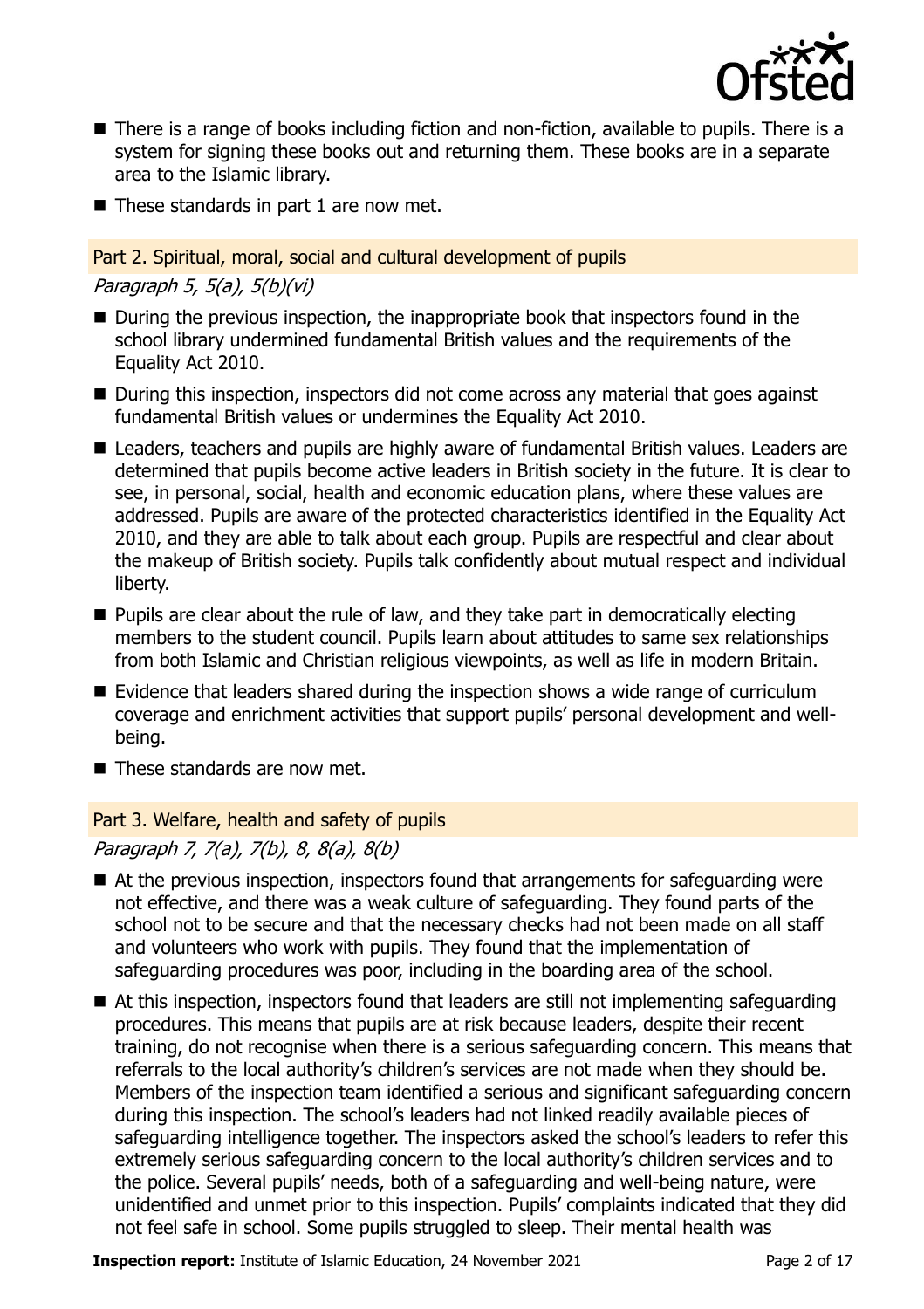- There is a range of books including fiction and non-fiction, available to pupils. There is a system for signing these books out and returning them. These books are in a separate area to the Islamic library.
- These standards in part 1 are now met.

## Part 2. Spiritual, moral, social and cultural development of pupils

*Paragraph 5, 5(a), 5(b)(vi)*

- During the previous inspection, the inappropriate book that inspectors found in the school library undermined fundamental British values and the requirements of the Equality Act 2010.
- During this inspection, inspectors did not come across any material that goes against fundamental British values or undermines the Equality Act 2010.
- Leaders, teachers and pupils are highly aware of fundamental British values. Leaders are determined that pupils become active leaders in British society in the future. It is clear to see, in personal, social, health and economic education plans, where these values are addressed. Pupils are aware of the protected characteristics identified in the Equality Act 2010, and they are able to talk about each group. Pupils are respectful and clear about the makeup of British society. Pupils talk confidently about mutual respect and individual liberty.
- Pupils are clear about the rule of law, and they take part in democratically electing members to the student council. Pupils learn about attitudes to same sex relationships from both Islamic and Christian religious viewpoints, as well as life in modern Britain.
- Evidence that leaders shared during the inspection shows a wide range of curriculum coverage and enrichment activities that support pupils' personal development and well-being.
- These standards are now met.

## Part 3. Welfare, health and safety of pupils

*Paragraph 7, 7(a), 7(b), 8, 8(a), 8(b)*

- At the previous inspection, inspectors found that arrangements for safeguarding were not effective, and there was a weak culture of safeguarding. They found parts of the school not to be secure and that the necessary checks had not been made on all staff and volunteers who work with pupils. They found that the implementation of safeguarding procedures was poor, including in the boarding area of the school.
- At this inspection, inspectors found that leaders are still not implementing safeguarding procedures. This means that pupils are at risk because leaders, despite their recent training, do not recognise when there is a serious safeguarding concern. This means that referrals to the local authority's children's services are not made when they should be. Members of the inspection team identified a serious and significant safeguarding concern during this inspection. The school's leaders had not linked readily available pieces of safeguarding intelligence together. The inspectors asked the school's leaders to refer this extremely serious safeguarding concern to the local authority's children services and to the police. Several pupils' needs, both of a safeguarding and well-being nature, were unidentified and unmet prior to this inspection. Pupils' complaints indicated that they did not feel safe in school. Some pupils struggled to sleep. Their mental health was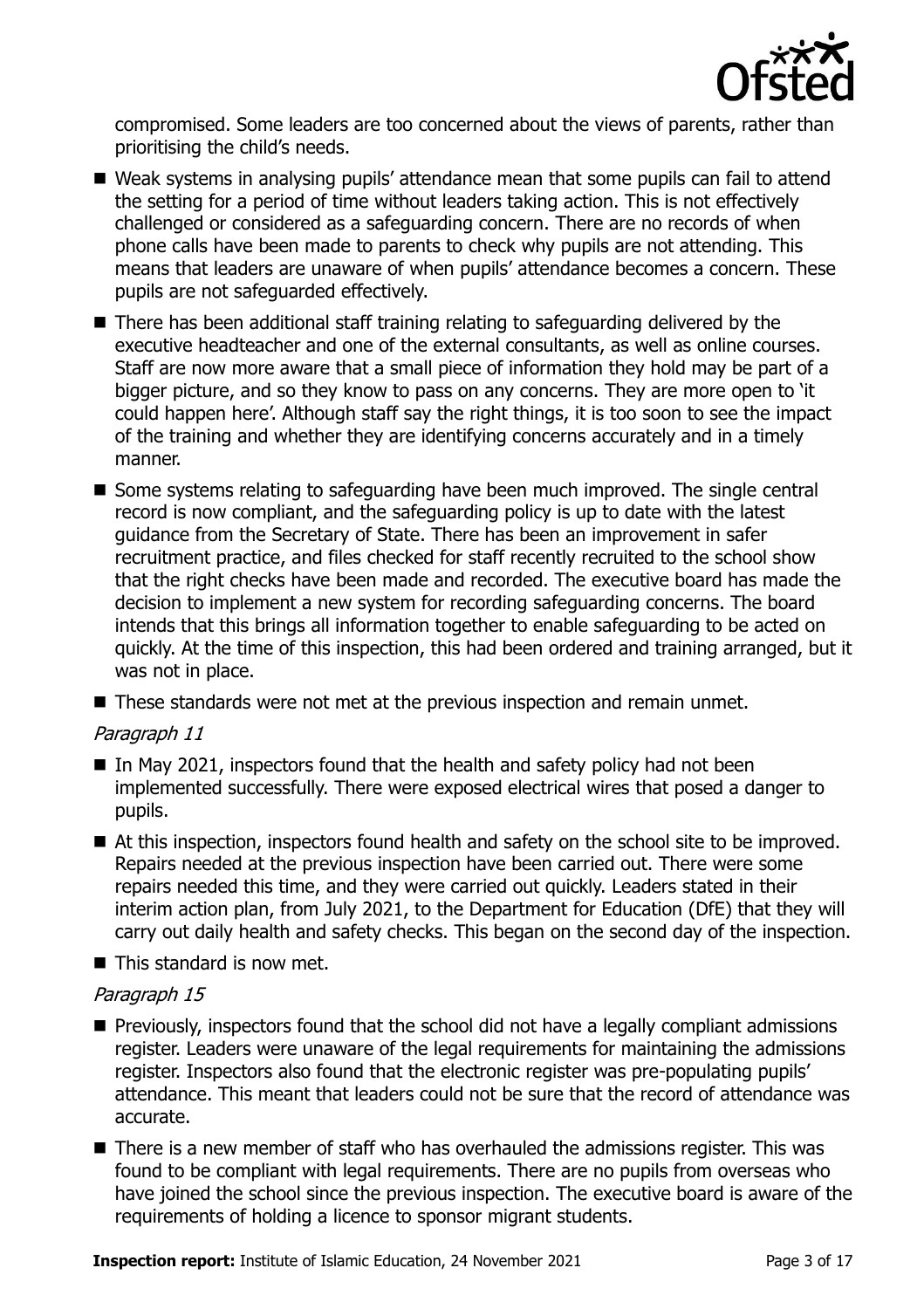compromised. Some leaders are too concerned about the views of parents, rather than prioritising the child's needs.

- Weak systems in analysing pupils' attendance mean that some pupils can fail to attend the setting for a period of time without leaders taking action. This is not effectively challenged or considered as a safeguarding concern. There are no records of when phone calls have been made to parents to check why pupils are not attending. This means that leaders are unaware of when pupils' attendance becomes a concern. These pupils are not safeguarded effectively.
- There has been additional staff training relating to safeguarding delivered by the executive headteacher and one of the external consultants, as well as online courses. Staff are now more aware that a small piece of information they hold may be part of a bigger picture, and so they know to pass on any concerns. They are more open to 'it could happen here'. Although staff say the right things, it is too soon to see the impact of the training and whether they are identifying concerns accurately and in a timely manner.
- Some systems relating to safeguarding have been much improved. The single central record is now compliant, and the safeguarding policy is up to date with the latest guidance from the Secretary of State. There has been an improvement in safer recruitment practice, and files checked for staff recently recruited to the school show that the right checks have been made and recorded. The executive board has made the decision to implement a new system for recording safeguarding concerns. The board intends that this brings all information together to enable safeguarding to be acted on quickly. At the time of this inspection, this had been ordered and training arranged, but it was not in place.
- These standards were not met at the previous inspection and remain unmet.

*Paragraph 11*

- In May 2021, inspectors found that the health and safety policy had not been implemented successfully. There were exposed electrical wires that posed a danger to pupils.
- At this inspection, inspectors found health and safety on the school site to be improved. Repairs needed at the previous inspection have been carried out. There were some repairs needed this time, and they were carried out quickly. Leaders stated in their interim action plan, from July 2021, to the Department for Education (DfE) that they will carry out daily health and safety checks. This began on the second day of the inspection.
- This standard is now met.

*Paragraph 15*

- Previously, inspectors found that the school did not have a legally compliant admissions register. Leaders were unaware of the legal requirements for maintaining the admissions register. Inspectors also found that the electronic register was pre-populating pupils' attendance. This meant that leaders could not be sure that the record of attendance was accurate.
- There is a new member of staff who has overhauled the admissions register. This was found to be compliant with legal requirements. There are no pupils from overseas who have joined the school since the previous inspection. The executive board is aware of the requirements of holding a licence to sponsor migrant students.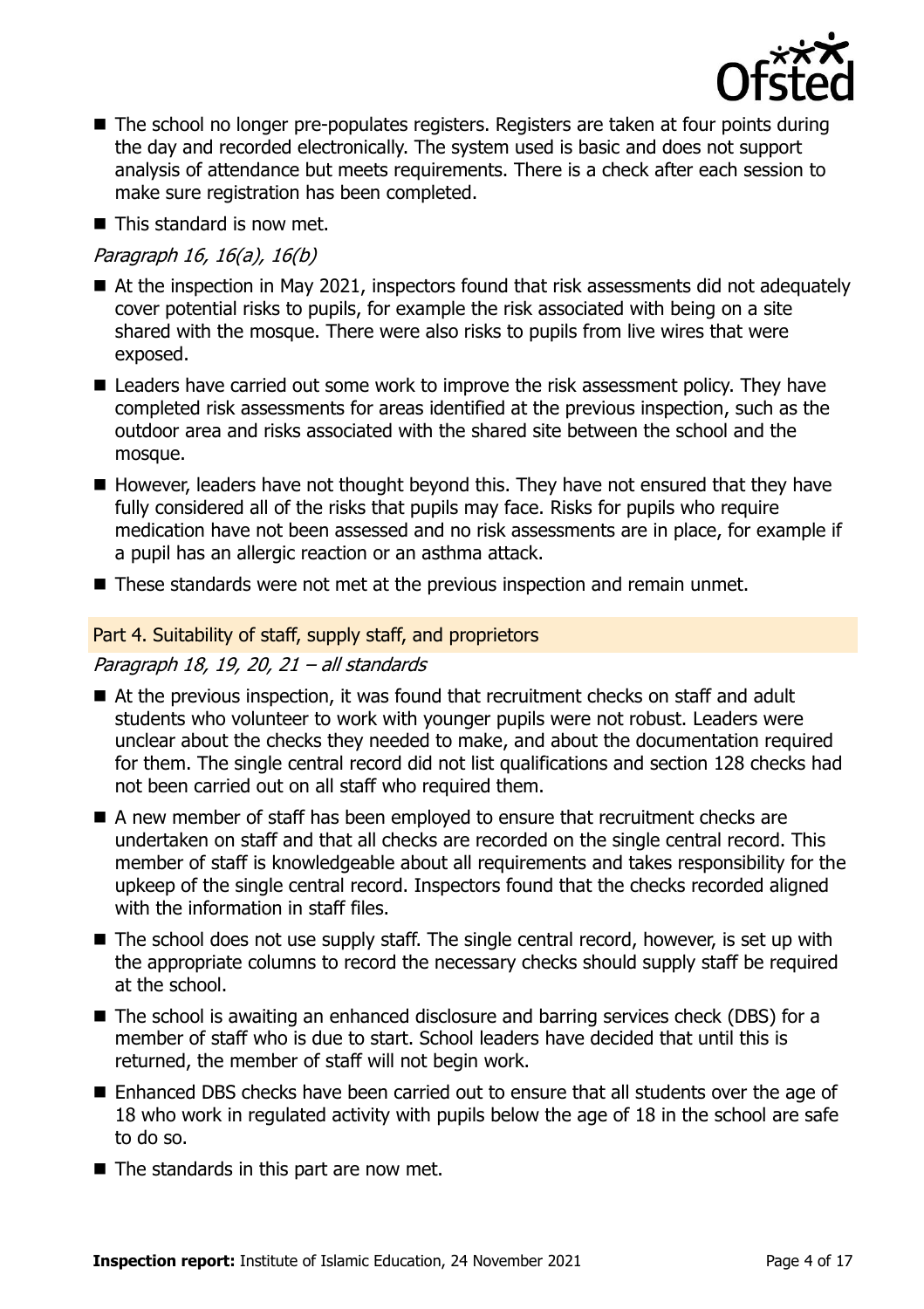- The school no longer pre-populates registers. Registers are taken at four points during the day and recorded electronically. The system used is basic and does not support analysis of attendance but meets requirements. There is a check after each session to make sure registration has been completed.
- This standard is now met.

*Paragraph 16, 16(a), 16(b)*

- At the inspection in May 2021, inspectors found that risk assessments did not adequately cover potential risks to pupils, for example the risk associated with being on a site shared with the mosque. There were also risks to pupils from live wires that were exposed.
- Leaders have carried out some work to improve the risk assessment policy. They have completed risk assessments for areas identified at the previous inspection, such as the outdoor area and risks associated with the shared site between the school and the mosque.
- However, leaders have not thought beyond this. They have not ensured that they have fully considered all of the risks that pupils may face. Risks for pupils who require medication have not been assessed and no risk assessments are in place, for example if a pupil has an allergic reaction or an asthma attack.
- These standards were not met at the previous inspection and remain unmet.

### Part 4. Suitability of staff, supply staff, and proprietors

*Paragraph 18, 19, 20, 21 – all standards*

- At the previous inspection, it was found that recruitment checks on staff and adult students who volunteer to work with younger pupils were not robust. Leaders were unclear about the checks they needed to make, and about the documentation required for them. The single central record did not list qualifications and section 128 checks had not been carried out on all staff who required them.
- A new member of staff has been employed to ensure that recruitment checks are undertaken on staff and that all checks are recorded on the single central record. This member of staff is knowledgeable about all requirements and takes responsibility for the upkeep of the single central record. Inspectors found that the checks recorded aligned with the information in staff files.
- The school does not use supply staff. The single central record, however, is set up with the appropriate columns to record the necessary checks should supply staff be required at the school.
- The school is awaiting an enhanced disclosure and barring services check (DBS) for a member of staff who is due to start. School leaders have decided that until this is returned, the member of staff will not begin work.
- Enhanced DBS checks have been carried out to ensure that all students over the age of 18 who work in regulated activity with pupils below the age of 18 in the school are safe to do so.
- The standards in this part are now met.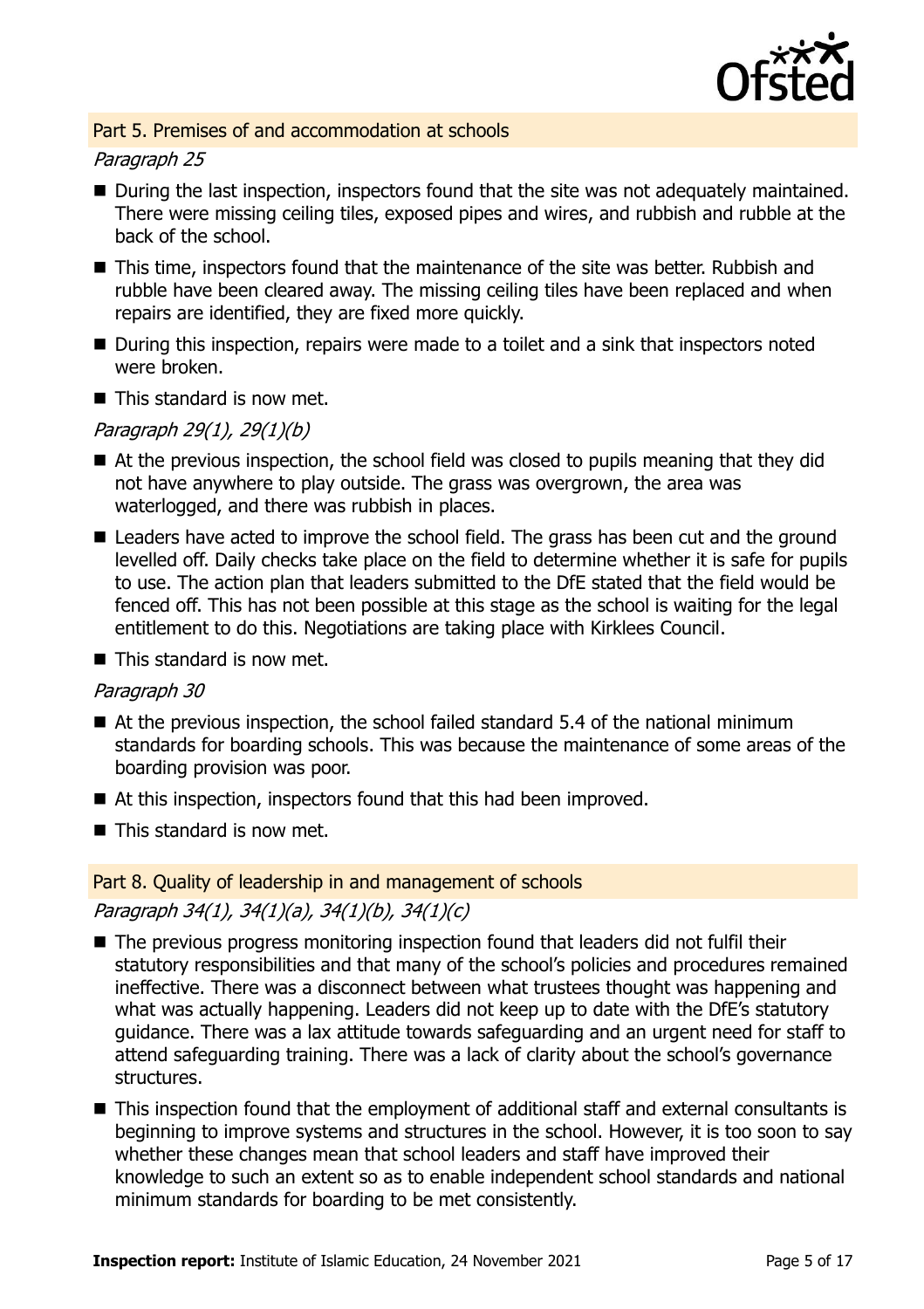## Part 5. Premises of and accommodation at schools

*Paragraph 25*

- During the last inspection, inspectors found that the site was not adequately maintained. There were missing ceiling tiles, exposed pipes and wires, and rubbish and rubble at the back of the school.
- This time, inspectors found that the maintenance of the site was better. Rubbish and rubble have been cleared away. The missing ceiling tiles have been replaced and when repairs are identified, they are fixed more quickly.
- During this inspection, repairs were made to a toilet and a sink that inspectors noted were broken.
- This standard is now met.

*Paragraph 29(1), 29(1)(b)*

- At the previous inspection, the school field was closed to pupils meaning that they did not have anywhere to play outside. The grass was overgrown, the area was waterlogged, and there was rubbish in places.
- Leaders have acted to improve the school field. The grass has been cut and the ground levelled off. Daily checks take place on the field to determine whether it is safe for pupils to use. The action plan that leaders submitted to the DfE stated that the field would be fenced off. This has not been possible at this stage as the school is waiting for the legal entitlement to do this. Negotiations are taking place with Kirklees Council.
- This standard is now met.

*Paragraph 30*

- At the previous inspection, the school failed standard 5.4 of the national minimum standards for boarding schools. This was because the maintenance of some areas of the boarding provision was poor.
- At this inspection, inspectors found that this had been improved.
- This standard is now met.

## Part 8. Quality of leadership in and management of schools

*Paragraph 34(1), 34(1)(a), 34(1)(b), 34(1)(c)*

- The previous progress monitoring inspection found that leaders did not fulfil their statutory responsibilities and that many of the school's policies and procedures remained ineffective. There was a disconnect between what trustees thought was happening and what was actually happening. Leaders did not keep up to date with the DfE's statutory guidance. There was a lax attitude towards safeguarding and an urgent need for staff to attend safeguarding training. There was a lack of clarity about the school's governance structures.
- This inspection found that the employment of additional staff and external consultants is beginning to improve systems and structures in the school. However, it is too soon to say whether these changes mean that school leaders and staff have improved their knowledge to such an extent so as to enable independent school standards and national minimum standards for boarding to be met consistently.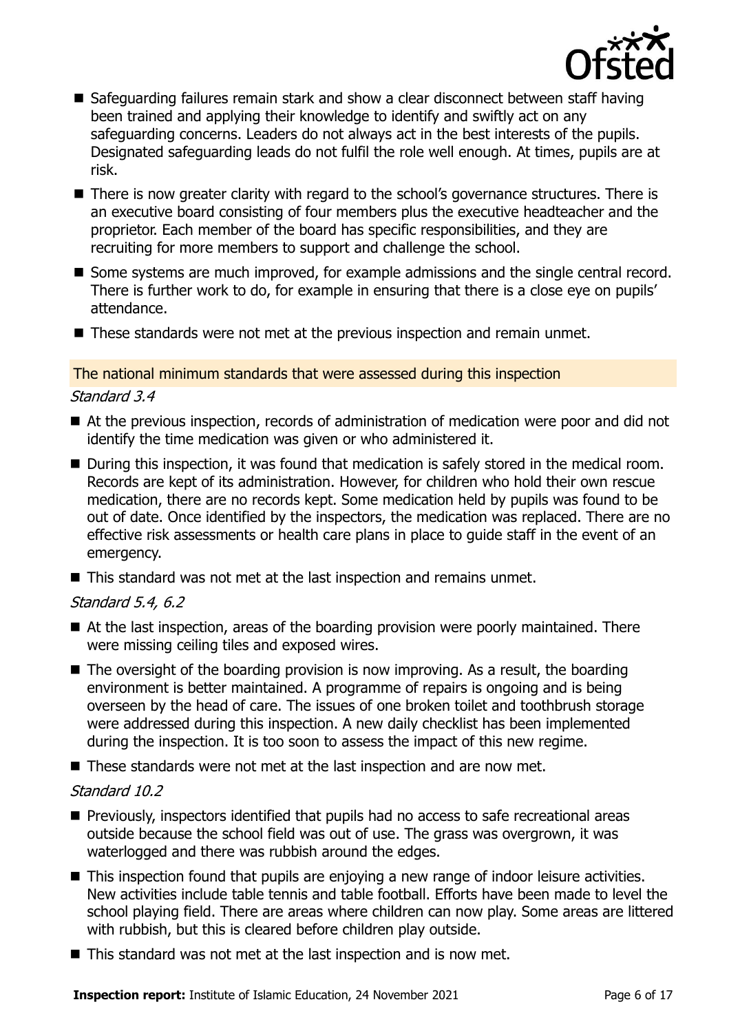- Safeguarding failures remain stark and show a clear disconnect between staff having been trained and applying their knowledge to identify and swiftly act on any safeguarding concerns. Leaders do not always act in the best interests of the pupils. Designated safeguarding leads do not fulfil the role well enough. At times, pupils are at risk.
- There is now greater clarity with regard to the school's governance structures. There is an executive board consisting of four members plus the executive headteacher and the proprietor. Each member of the board has specific responsibilities, and they are recruiting for more members to support and challenge the school.
- Some systems are much improved, for example admissions and the single central record. There is further work to do, for example in ensuring that there is a close eye on pupils' attendance.
- These standards were not met at the previous inspection and remain unmet.

## The national minimum standards that were assessed during this inspection

*Standard 3.4*

- At the previous inspection, records of administration of medication were poor and did not identify the time medication was given or who administered it.
- During this inspection, it was found that medication is safely stored in the medical room. Records are kept of its administration. However, for children who hold their own rescue medication, there are no records kept. Some medication held by pupils was found to be out of date. Once identified by the inspectors, the medication was replaced. There are no effective risk assessments or health care plans in place to guide staff in the event of an emergency.
- This standard was not met at the last inspection and remains unmet.

*Standard 5.4, 6.2*

- At the last inspection, areas of the boarding provision were poorly maintained. There were missing ceiling tiles and exposed wires.
- The oversight of the boarding provision is now improving. As a result, the boarding environment is better maintained. A programme of repairs is ongoing and is being overseen by the head of care. The issues of one broken toilet and toothbrush storage were addressed during this inspection. A new daily checklist has been implemented during the inspection. It is too soon to assess the impact of this new regime.
- These standards were not met at the last inspection and are now met.

*Standard 10.2*

- Previously, inspectors identified that pupils had no access to safe recreational areas outside because the school field was out of use. The grass was overgrown, it was waterlogged and there was rubbish around the edges.
- This inspection found that pupils are enjoying a new range of indoor leisure activities. New activities include table tennis and table football. Efforts have been made to level the school playing field. There are areas where children can now play. Some areas are littered with rubbish, but this is cleared before children play outside.
- This standard was not met at the last inspection and is now met.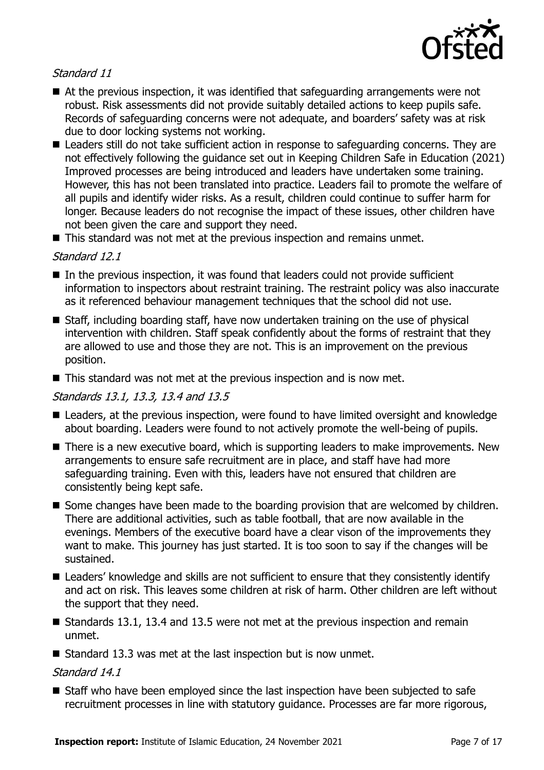*Standard 11*

- At the previous inspection, it was identified that safeguarding arrangements were not robust. Risk assessments did not provide suitably detailed actions to keep pupils safe. Records of safeguarding concerns were not adequate, and boarders' safety was at risk due to door locking systems not working.
- Leaders still do not take sufficient action in response to safeguarding concerns. They are not effectively following the guidance set out in Keeping Children Safe in Education (2021) Improved processes are being introduced and leaders have undertaken some training. However, this has not been translated into practice. Leaders fail to promote the welfare of all pupils and identify wider risks. As a result, children could continue to suffer harm for longer. Because leaders do not recognise the impact of these issues, other children have not been given the care and support they need.
- This standard was not met at the previous inspection and remains unmet.

*Standard 12.1*

- In the previous inspection, it was found that leaders could not provide sufficient information to inspectors about restraint training. The restraint policy was also inaccurate as it referenced behaviour management techniques that the school did not use.
- Staff, including boarding staff, have now undertaken training on the use of physical intervention with children. Staff speak confidently about the forms of restraint that they are allowed to use and those they are not. This is an improvement on the previous position.
- This standard was not met at the previous inspection and is now met.

*Standards 13.1, 13.3, 13.4 and 13.5*

- Leaders, at the previous inspection, were found to have limited oversight and knowledge about boarding. Leaders were found to not actively promote the well-being of pupils.
- There is a new executive board, which is supporting leaders to make improvements. New arrangements to ensure safe recruitment are in place, and staff have had more safeguarding training. Even with this, leaders have not ensured that children are consistently being kept safe.
- Some changes have been made to the boarding provision that are welcomed by children. There are additional activities, such as table football, that are now available in the evenings. Members of the executive board have a clear vison of the improvements they want to make. This journey has just started. It is too soon to say if the changes will be sustained.
- Leaders' knowledge and skills are not sufficient to ensure that they consistently identify and act on risk. This leaves some children at risk of harm. Other children are left without the support that they need.
- Standards 13.1, 13.4 and 13.5 were not met at the previous inspection and remain unmet.
- Standard 13.3 was met at the last inspection but is now unmet.

*Standard 14.1*

- Staff who have been employed since the last inspection have been subjected to safe recruitment processes in line with statutory guidance. Processes are far more rigorous,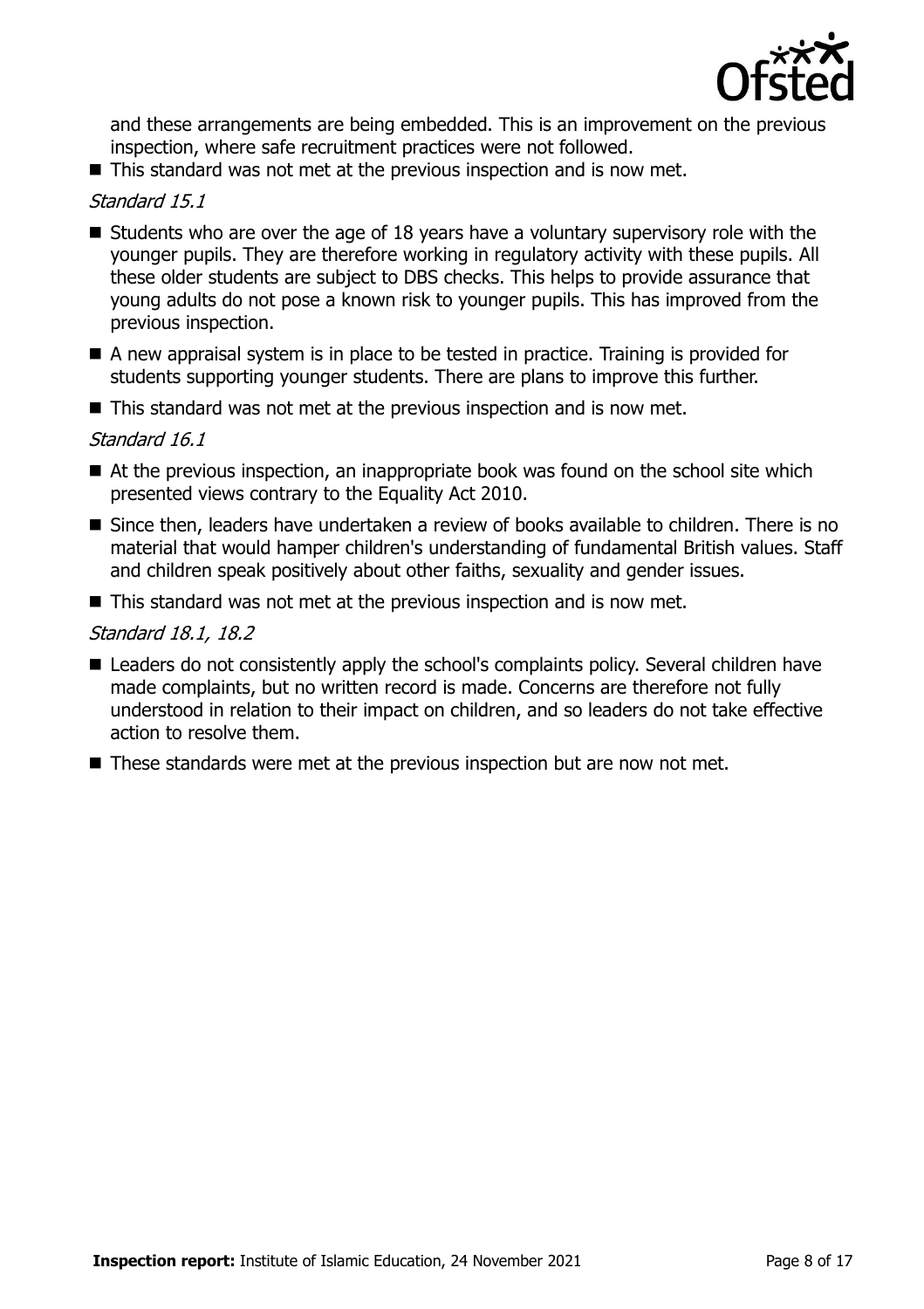and these arrangements are being embedded. This is an improvement on the previous inspection, where safe recruitment practices were not followed.

- This standard was not met at the previous inspection and is now met.

*Standard 15.1*

- Students who are over the age of 18 years have a voluntary supervisory role with the younger pupils. They are therefore working in regulatory activity with these pupils. All these older students are subject to DBS checks. This helps to provide assurance that young adults do not pose a known risk to younger pupils. This has improved from the previous inspection.
- A new appraisal system is in place to be tested in practice. Training is provided for students supporting younger students. There are plans to improve this further.
- This standard was not met at the previous inspection and is now met.

*Standard 16.1*

- At the previous inspection, an inappropriate book was found on the school site which presented views contrary to the Equality Act 2010.
- Since then, leaders have undertaken a review of books available to children. There is no material that would hamper children's understanding of fundamental British values. Staff and children speak positively about other faiths, sexuality and gender issues.
- This standard was not met at the previous inspection and is now met.

*Standard 18.1, 18.2*

- Leaders do not consistently apply the school's complaints policy. Several children have made complaints, but no written record is made. Concerns are therefore not fully understood in relation to their impact on children, and so leaders do not take effective action to resolve them.
- These standards were met at the previous inspection but are now not met.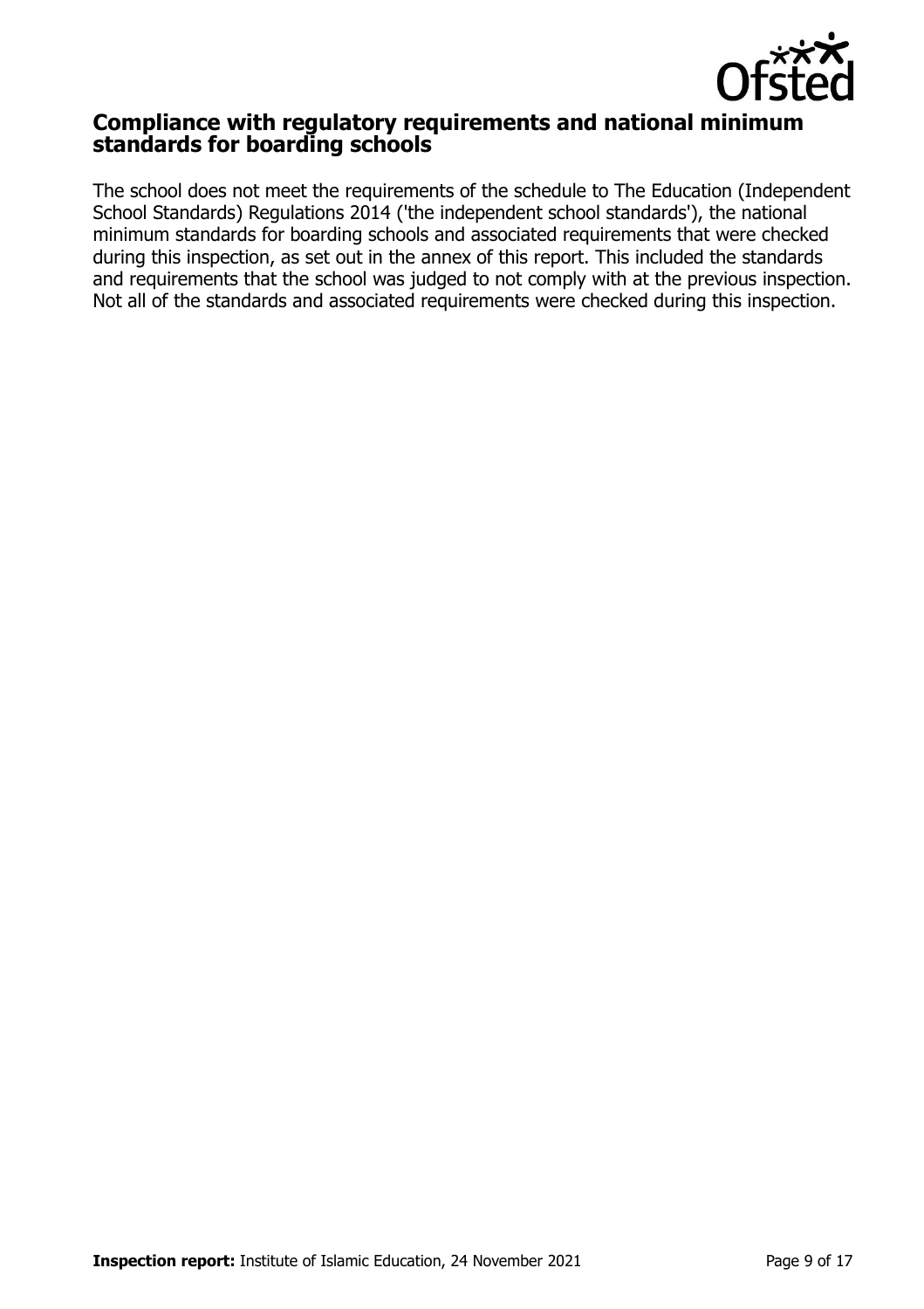## Compliance with regulatory requirements and national minimum standards for boarding schools

The school does not meet the requirements of the schedule to The Education (Independent School Standards) Regulations 2014 ('the independent school standards'), the national minimum standards for boarding schools and associated requirements that were checked during this inspection, as set out in the annex of this report. This included the standards and requirements that the school was judged to not comply with at the previous inspection. Not all of the standards and associated requirements were checked during this inspection.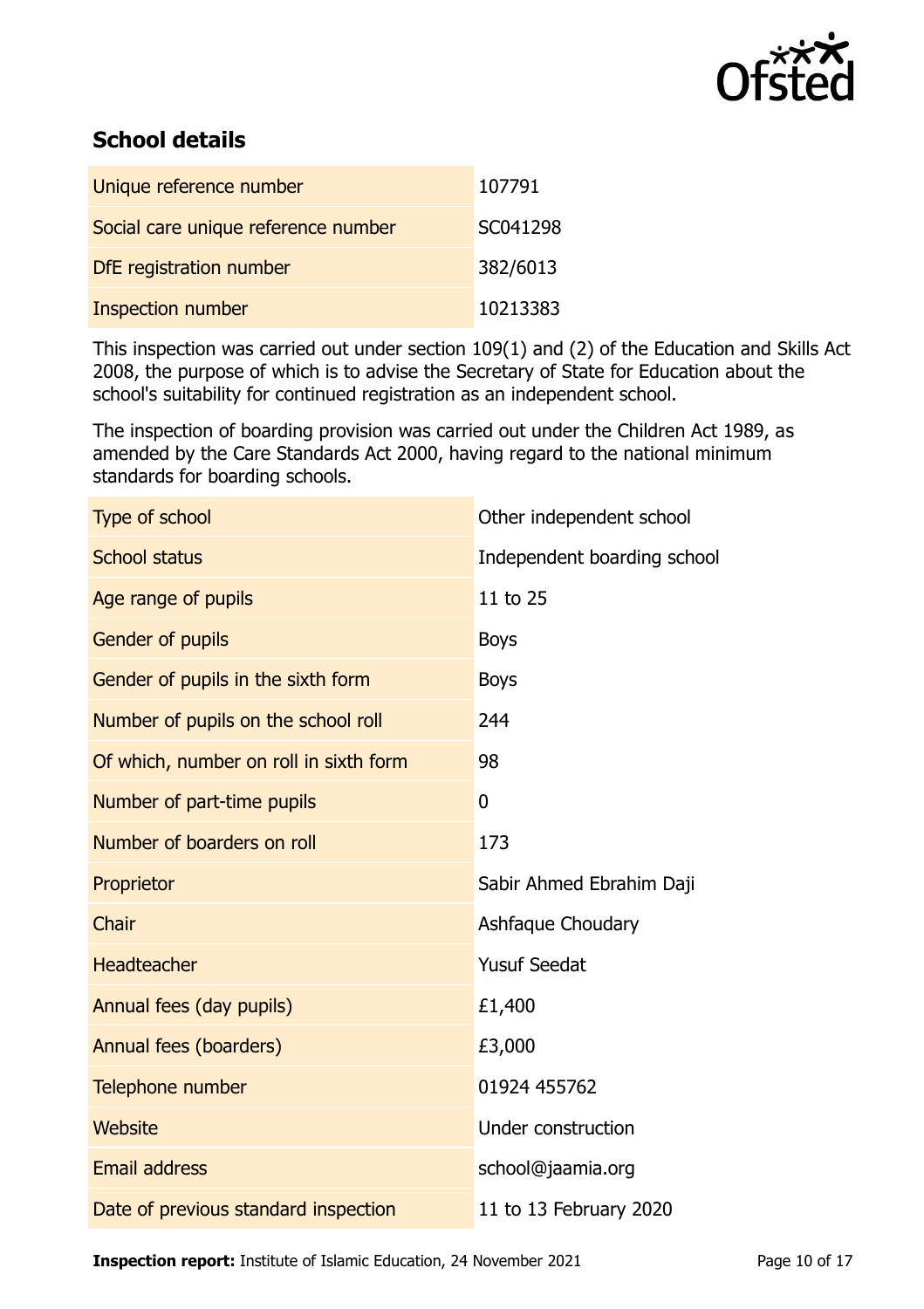## School details

| | |
|---|---|
| Unique reference number | 107791 |
| Social care unique reference number | SC041298 |
| DfE registration number | 382/6013 |
| Inspection number | 10213383 |

This inspection was carried out under section 109(1) and (2) of the Education and Skills Act 2008, the purpose of which is to advise the Secretary of State for Education about the school's suitability for continued registration as an independent school.

The inspection of boarding provision was carried out under the Children Act 1989, as amended by the Care Standards Act 2000, having regard to the national minimum standards for boarding schools.

| | |
|---|---|
| Type of school | Other independent school |
| School status | Independent boarding school |
| Age range of pupils | 11 to 25 |
| Gender of pupils | Boys |
| Gender of pupils in the sixth form | Boys |
| Number of pupils on the school roll | 244 |
| Of which, number on roll in sixth form | 98 |
| Number of part-time pupils | 0 |
| Number of boarders on roll | 173 |
| Proprietor | Sabir Ahmed Ebrahim Daji |
| Chair | Ashfaque Choudary |
| Headteacher | Yusuf Seedat |
| Annual fees (day pupils) | £1,400 |
| Annual fees (boarders) | £3,000 |
| Telephone number | 01924 455762 |
| Website | Under construction |
| Email address | school@jaamia.org |
| Date of previous standard inspection | 11 to 13 February 2020 |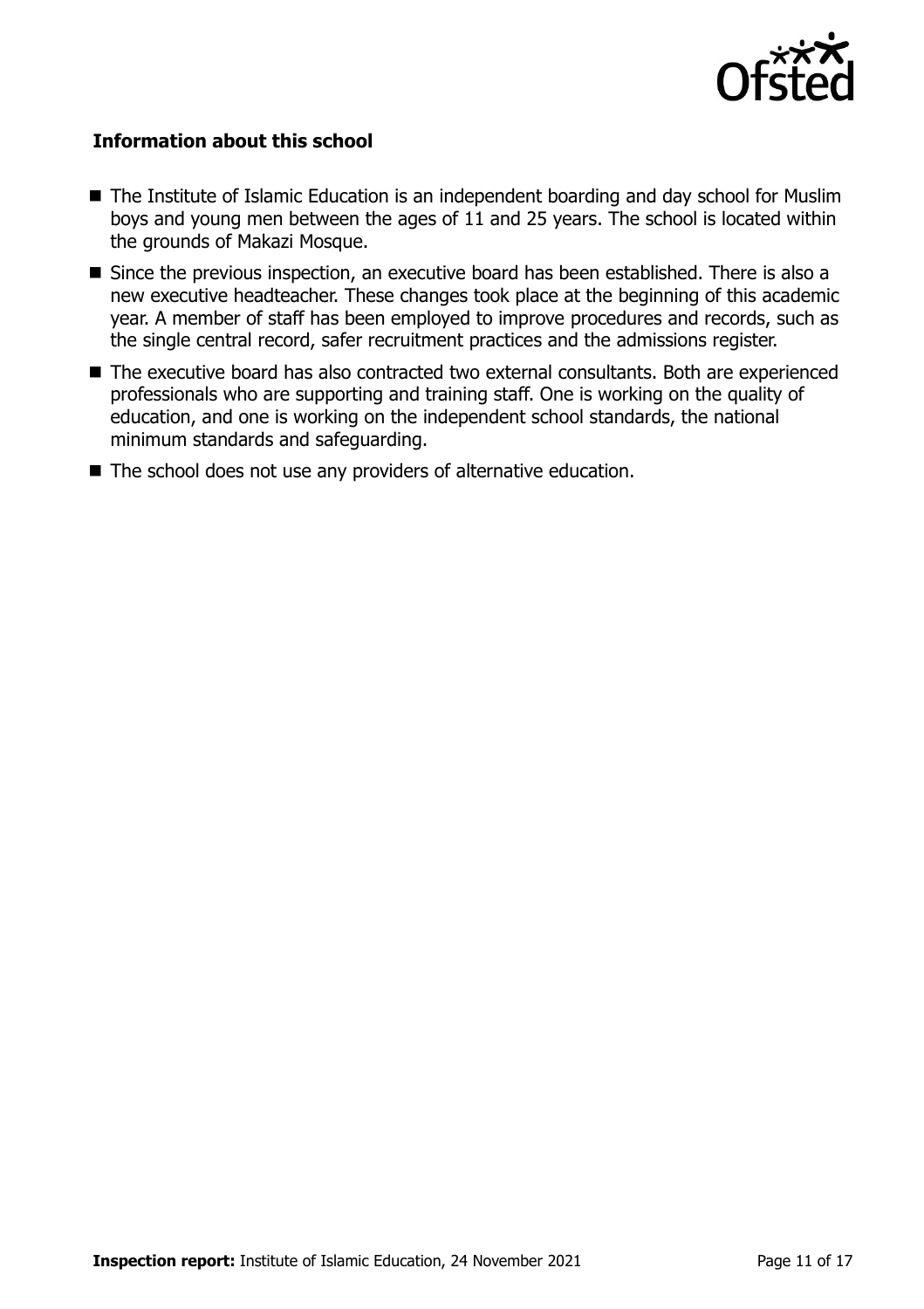## Information about this school

- The Institute of Islamic Education is an independent boarding and day school for Muslim boys and young men between the ages of 11 and 25 years. The school is located within the grounds of Makazi Mosque.
- Since the previous inspection, an executive board has been established. There is also a new executive headteacher. These changes took place at the beginning of this academic year. A member of staff has been employed to improve procedures and records, such as the single central record, safer recruitment practices and the admissions register.
- The executive board has also contracted two external consultants. Both are experienced professionals who are supporting and training staff. One is working on the quality of education, and one is working on the independent school standards, the national minimum standards and safeguarding.
- The school does not use any providers of alternative education.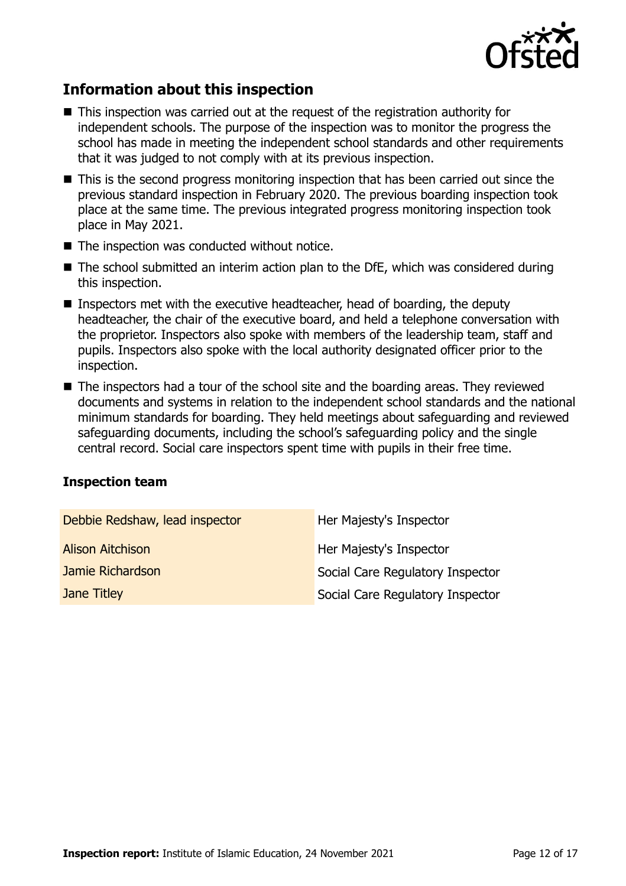## Information about this inspection

- This inspection was carried out at the request of the registration authority for independent schools. The purpose of the inspection was to monitor the progress the school has made in meeting the independent school standards and other requirements that it was judged to not comply with at its previous inspection.
- This is the second progress monitoring inspection that has been carried out since the previous standard inspection in February 2020. The previous boarding inspection took place at the same time. The previous integrated progress monitoring inspection took place in May 2021.
- The inspection was conducted without notice.
- The school submitted an interim action plan to the DfE, which was considered during this inspection.
- Inspectors met with the executive headteacher, head of boarding, the deputy headteacher, the chair of the executive board, and held a telephone conversation with the proprietor. Inspectors also spoke with members of the leadership team, staff and pupils. Inspectors also spoke with the local authority designated officer prior to the inspection.
- The inspectors had a tour of the school site and the boarding areas. They reviewed documents and systems in relation to the independent school standards and the national minimum standards for boarding. They held meetings about safeguarding and reviewed safeguarding documents, including the school's safeguarding policy and the single central record. Social care inspectors spent time with pupils in their free time.

### Inspection team

| | |
|---|---|
| Debbie Redshaw, lead inspector | Her Majesty's Inspector |
| Alison Aitchison | Her Majesty's Inspector |
| Jamie Richardson | Social Care Regulatory Inspector |
| Jane Titley | Social Care Regulatory Inspector |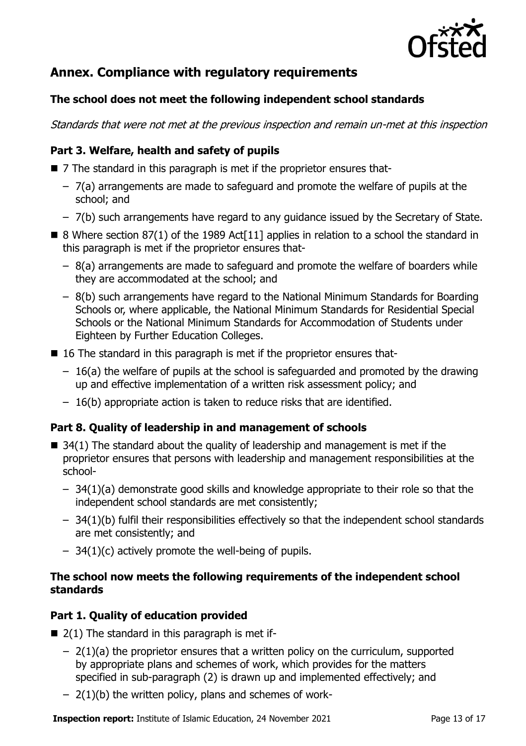## Annex. Compliance with regulatory requirements

### The school does not meet the following independent school standards

*Standards that were not met at the previous inspection and remain un-met at this inspection*

### Part 3. Welfare, health and safety of pupils

- 7 The standard in this paragraph is met if the proprietor ensures that-
  - 7(a) arrangements are made to safeguard and promote the welfare of pupils at the school; and
  - 7(b) such arrangements have regard to any guidance issued by the Secretary of State.
- 8 Where section 87(1) of the 1989 Act[11] applies in relation to a school the standard in this paragraph is met if the proprietor ensures that-
  - 8(a) arrangements are made to safeguard and promote the welfare of boarders while they are accommodated at the school; and
  - 8(b) such arrangements have regard to the National Minimum Standards for Boarding Schools or, where applicable, the National Minimum Standards for Residential Special Schools or the National Minimum Standards for Accommodation of Students under Eighteen by Further Education Colleges.
- 16 The standard in this paragraph is met if the proprietor ensures that-
  - 16(a) the welfare of pupils at the school is safeguarded and promoted by the drawing up and effective implementation of a written risk assessment policy; and
  - 16(b) appropriate action is taken to reduce risks that are identified.

### Part 8. Quality of leadership in and management of schools

- 34(1) The standard about the quality of leadership and management is met if the proprietor ensures that persons with leadership and management responsibilities at the school-
  - 34(1)(a) demonstrate good skills and knowledge appropriate to their role so that the independent school standards are met consistently;
  - 34(1)(b) fulfil their responsibilities effectively so that the independent school standards are met consistently; and
  - 34(1)(c) actively promote the well-being of pupils.

### The school now meets the following requirements of the independent school standards

### Part 1. Quality of education provided

- 2(1) The standard in this paragraph is met if-
  - 2(1)(a) the proprietor ensures that a written policy on the curriculum, supported by appropriate plans and schemes of work, which provides for the matters specified in sub-paragraph (2) is drawn up and implemented effectively; and
  - 2(1)(b) the written policy, plans and schemes of work-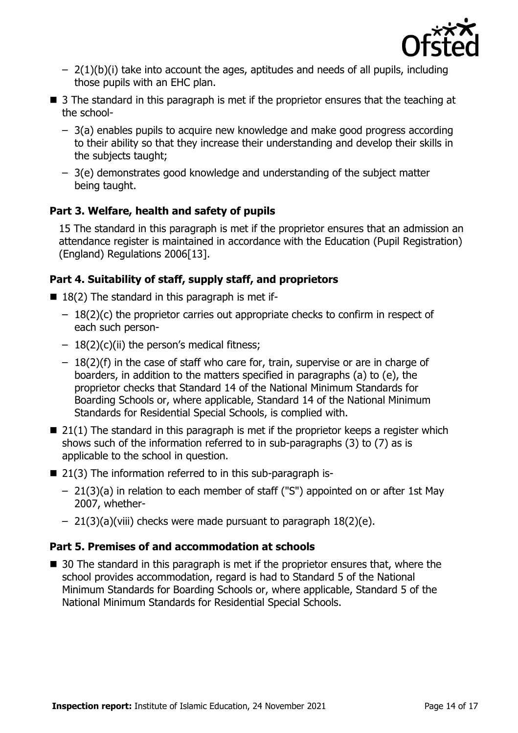- 2(1)(b)(i) take into account the ages, aptitudes and needs of all pupils, including those pupils with an EHC plan.

- 3 The standard in this paragraph is met if the proprietor ensures that the teaching at the school-
  - 3(a) enables pupils to acquire new knowledge and make good progress according to their ability so that they increase their understanding and develop their skills in the subjects taught;
  - 3(e) demonstrates good knowledge and understanding of the subject matter being taught.

### Part 3. Welfare, health and safety of pupils

15 The standard in this paragraph is met if the proprietor ensures that an admission an attendance register is maintained in accordance with the Education (Pupil Registration) (England) Regulations 2006[13].

### Part 4. Suitability of staff, supply staff, and proprietors

- 18(2) The standard in this paragraph is met if-
  - 18(2)(c) the proprietor carries out appropriate checks to confirm in respect of each such person-
  - 18(2)(c)(ii) the person's medical fitness;
  - 18(2)(f) in the case of staff who care for, train, supervise or are in charge of boarders, in addition to the matters specified in paragraphs (a) to (e), the proprietor checks that Standard 14 of the National Minimum Standards for Boarding Schools or, where applicable, Standard 14 of the National Minimum Standards for Residential Special Schools, is complied with.
- 21(1) The standard in this paragraph is met if the proprietor keeps a register which shows such of the information referred to in sub-paragraphs (3) to (7) as is applicable to the school in question.
- 21(3) The information referred to in this sub-paragraph is-
  - 21(3)(a) in relation to each member of staff ("S") appointed on or after 1st May 2007, whether-
  - 21(3)(a)(viii) checks were made pursuant to paragraph 18(2)(e).

### Part 5. Premises of and accommodation at schools

- 30 The standard in this paragraph is met if the proprietor ensures that, where the school provides accommodation, regard is had to Standard 5 of the National Minimum Standards for Boarding Schools or, where applicable, Standard 5 of the National Minimum Standards for Residential Special Schools.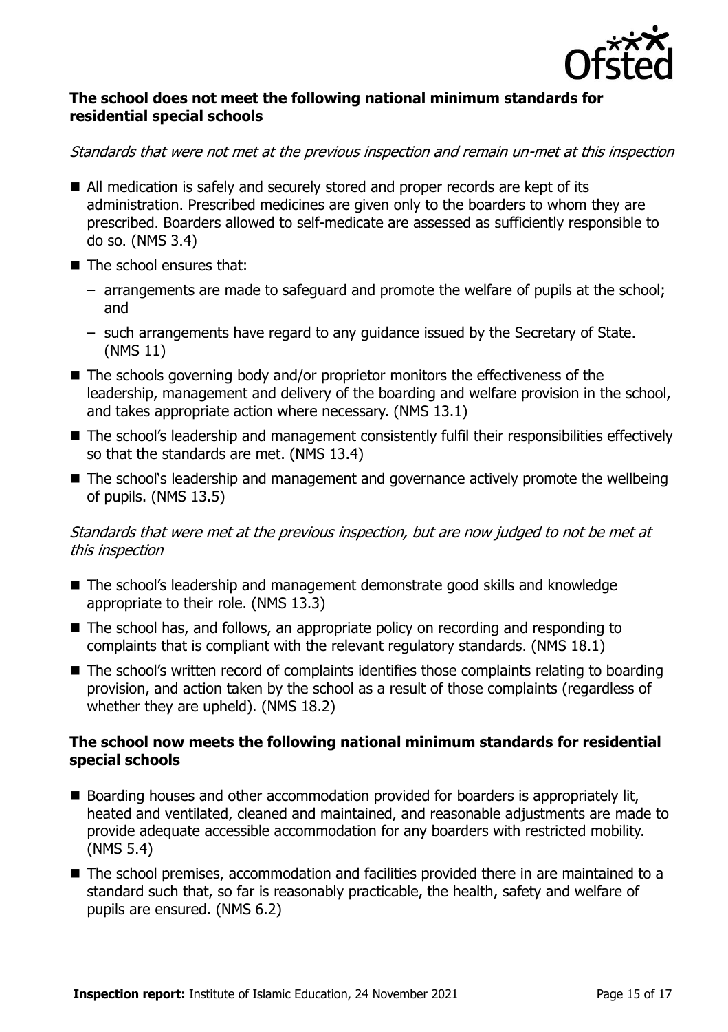### The school does not meet the following national minimum standards for residential special schools

*Standards that were not met at the previous inspection and remain un-met at this inspection*

- All medication is safely and securely stored and proper records are kept of its administration. Prescribed medicines are given only to the boarders to whom they are prescribed. Boarders allowed to self-medicate are assessed as sufficiently responsible to do so. (NMS 3.4)
- The school ensures that:
  - arrangements are made to safeguard and promote the welfare of pupils at the school; and
  - such arrangements have regard to any guidance issued by the Secretary of State. (NMS 11)
- The schools governing body and/or proprietor monitors the effectiveness of the leadership, management and delivery of the boarding and welfare provision in the school, and takes appropriate action where necessary. (NMS 13.1)
- The school's leadership and management consistently fulfil their responsibilities effectively so that the standards are met. (NMS 13.4)
- The school's leadership and management and governance actively promote the wellbeing of pupils. (NMS 13.5)

*Standards that were met at the previous inspection, but are now judged to not be met at this inspection*

- The school's leadership and management demonstrate good skills and knowledge appropriate to their role. (NMS 13.3)
- The school has, and follows, an appropriate policy on recording and responding to complaints that is compliant with the relevant regulatory standards. (NMS 18.1)
- The school's written record of complaints identifies those complaints relating to boarding provision, and action taken by the school as a result of those complaints (regardless of whether they are upheld). (NMS 18.2)

### The school now meets the following national minimum standards for residential special schools

- Boarding houses and other accommodation provided for boarders is appropriately lit, heated and ventilated, cleaned and maintained, and reasonable adjustments are made to provide adequate accessible accommodation for any boarders with restricted mobility. (NMS 5.4)
- The school premises, accommodation and facilities provided there in are maintained to a standard such that, so far is reasonably practicable, the health, safety and welfare of pupils are ensured. (NMS 6.2)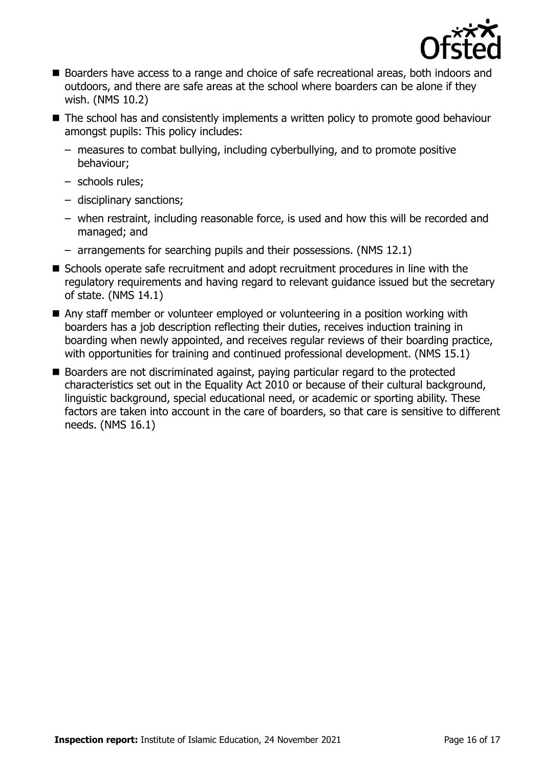- Boarders have access to a range and choice of safe recreational areas, both indoors and outdoors, and there are safe areas at the school where boarders can be alone if they wish. (NMS 10.2)
- The school has and consistently implements a written policy to promote good behaviour amongst pupils: This policy includes:
  - measures to combat bullying, including cyberbullying, and to promote positive behaviour;
  - schools rules;
  - disciplinary sanctions;
  - when restraint, including reasonable force, is used and how this will be recorded and managed; and
  - arrangements for searching pupils and their possessions. (NMS 12.1)
- Schools operate safe recruitment and adopt recruitment procedures in line with the regulatory requirements and having regard to relevant guidance issued but the secretary of state. (NMS 14.1)
- Any staff member or volunteer employed or volunteering in a position working with boarders has a job description reflecting their duties, receives induction training in boarding when newly appointed, and receives regular reviews of their boarding practice, with opportunities for training and continued professional development. (NMS 15.1)
- Boarders are not discriminated against, paying particular regard to the protected characteristics set out in the Equality Act 2010 or because of their cultural background, linguistic background, special educational need, or academic or sporting ability. These factors are taken into account in the care of boarders, so that care is sensitive to different needs. (NMS 16.1)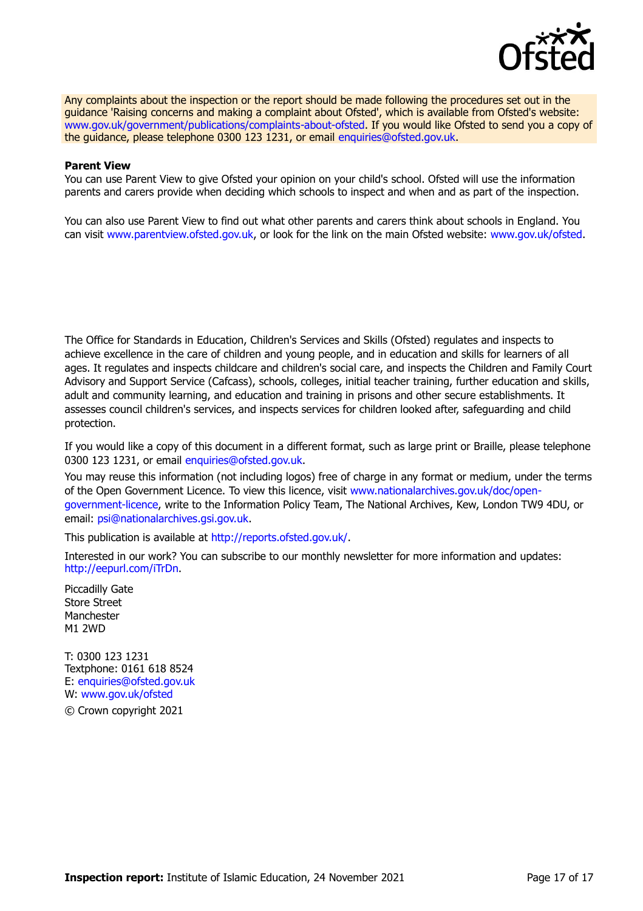Any complaints about the inspection or the report should be made following the procedures set out in the guidance 'Raising concerns and making a complaint about Ofsted', which is available from Ofsted's website: www.gov.uk/government/publications/complaints-about-ofsted. If you would like Ofsted to send you a copy of the guidance, please telephone 0300 123 1231, or email enquiries@ofsted.gov.uk.

**Parent View**

You can use Parent View to give Ofsted your opinion on your child's school. Ofsted will use the information parents and carers provide when deciding which schools to inspect and when and as part of the inspection.

You can also use Parent View to find out what other parents and carers think about schools in England. You can visit www.parentview.ofsted.gov.uk, or look for the link on the main Ofsted website: www.gov.uk/ofsted.

The Office for Standards in Education, Children's Services and Skills (Ofsted) regulates and inspects to achieve excellence in the care of children and young people, and in education and skills for learners of all ages. It regulates and inspects childcare and children's social care, and inspects the Children and Family Court Advisory and Support Service (Cafcass), schools, colleges, initial teacher training, further education and skills, adult and community learning, and education and training in prisons and other secure establishments. It assesses council children's services, and inspects services for children looked after, safeguarding and child protection.

If you would like a copy of this document in a different format, such as large print or Braille, please telephone 0300 123 1231, or email enquiries@ofsted.gov.uk.

You may reuse this information (not including logos) free of charge in any format or medium, under the terms of the Open Government Licence. To view this licence, visit www.nationalarchives.gov.uk/doc/open-government-licence, write to the Information Policy Team, The National Archives, Kew, London TW9 4DU, or email: psi@nationalarchives.gsi.gov.uk.

This publication is available at http://reports.ofsted.gov.uk/.

Interested in our work? You can subscribe to our monthly newsletter for more information and updates: http://eepurl.com/iTrDn.

Piccadilly Gate
Store Street
Manchester
M1 2WD

T: 0300 123 1231
Textphone: 0161 618 8524
E: enquiries@ofsted.gov.uk
W: www.gov.uk/ofsted

© Crown copyright 2021